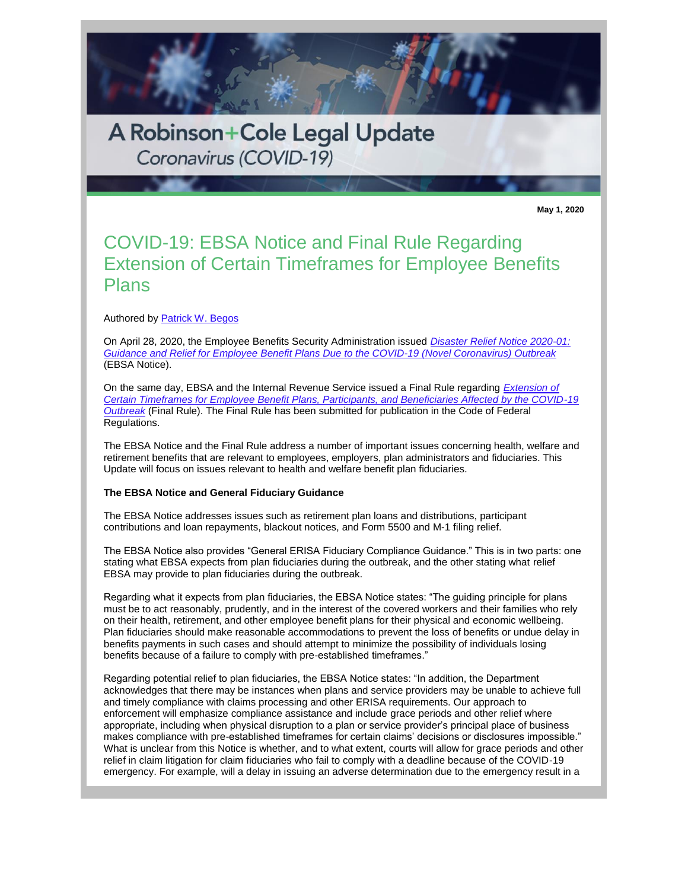# A Robinson+Cole Legal Update

*Coronavirus (COVID-19)*

**May 1, 2020**

## COVID-19: EBSA Notice and Final Rule Regarding Extension of Certain Timeframes for Employee Benefits Plans

Authored by Patrick W. Begos

On April 28, 2020, the Employee Benefits Security Administration issued *Disaster Relief Notice 2020-01: Guidance and Relief for Employee Benefit Plans Due to the COVID-19 (Novel Coronavirus) Outbreak* (EBSA Notice).

On the same day, EBSA and the Internal Revenue Service issued a Final Rule regarding *Extension of Certain Timeframes for Employee Benefit Plans, Participants, and Beneficiaries Affected by the COVID-19 Outbreak* (Final Rule). The Final Rule has been submitted for publication in the Code of Federal Regulations.

The EBSA Notice and the Final Rule address a number of important issues concerning health, welfare and retirement benefits that are relevant to employees, employers, plan administrators and fiduciaries. This Update will focus on issues relevant to health and welfare benefit plan fiduciaries.

**The EBSA Notice and General Fiduciary Guidance**

The EBSA Notice addresses issues such as retirement plan loans and distributions, participant contributions and loan repayments, blackout notices, and Form 5500 and M-1 filing relief.

The EBSA Notice also provides "General ERISA Fiduciary Compliance Guidance." This is in two parts: one stating what EBSA expects from plan fiduciaries during the outbreak, and the other stating what relief EBSA may provide to plan fiduciaries during the outbreak.

Regarding what it expects from plan fiduciaries, the EBSA Notice states: "The guiding principle for plans must be to act reasonably, prudently, and in the interest of the covered workers and their families who rely on their health, retirement, and other employee benefit plans for their physical and economic wellbeing. Plan fiduciaries should make reasonable accommodations to prevent the loss of benefits or undue delay in benefits payments in such cases and should attempt to minimize the possibility of individuals losing benefits because of a failure to comply with pre-established timeframes."

Regarding potential relief to plan fiduciaries, the EBSA Notice states: "In addition, the Department acknowledges that there may be instances when plans and service providers may be unable to achieve full and timely compliance with claims processing and other ERISA requirements. Our approach to enforcement will emphasize compliance assistance and include grace periods and other relief where appropriate, including when physical disruption to a plan or service provider's principal place of business makes compliance with pre-established timeframes for certain claims' decisions or disclosures impossible." What is unclear from this Notice is whether, and to what extent, courts will allow for grace periods and other relief in claim litigation for claim fiduciaries who fail to comply with a deadline because of the COVID-19 emergency. For example, will a delay in issuing an adverse determination due to the emergency result in a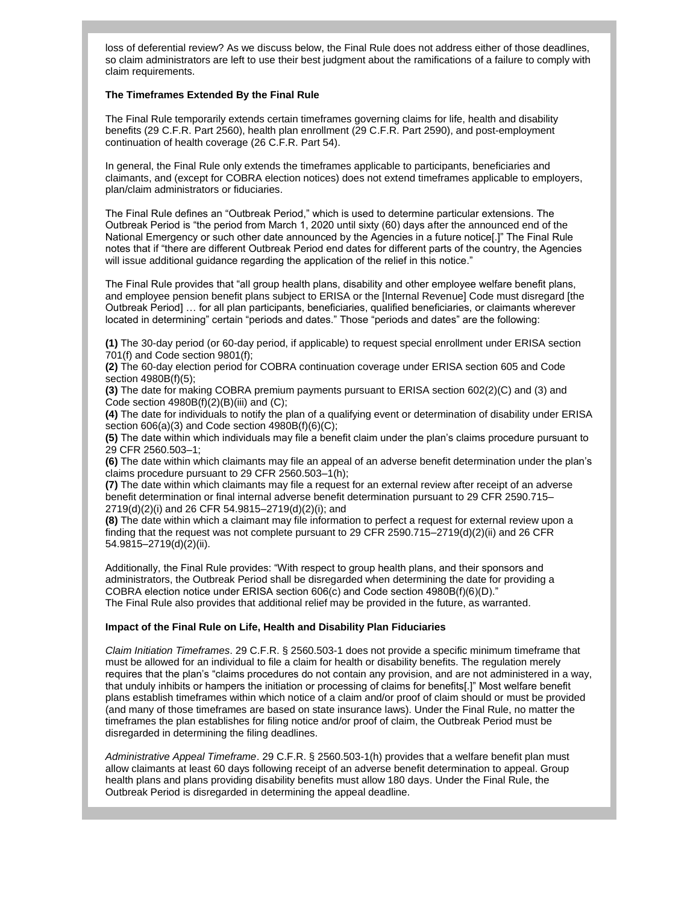loss of deferential review? As we discuss below, the Final Rule does not address either of those deadlines, so claim administrators are left to use their best judgment about the ramifications of a failure to comply with claim requirements.

**The Timeframes Extended By the Final Rule**

The Final Rule temporarily extends certain timeframes governing claims for life, health and disability benefits (29 C.F.R. Part 2560), health plan enrollment (29 C.F.R. Part 2590), and post-employment continuation of health coverage (26 C.F.R. Part 54).

In general, the Final Rule only extends the timeframes applicable to participants, beneficiaries and claimants, and (except for COBRA election notices) does not extend timeframes applicable to employers, plan/claim administrators or fiduciaries.

The Final Rule defines an "Outbreak Period," which is used to determine particular extensions. The Outbreak Period is "the period from March 1, 2020 until sixty (60) days after the announced end of the National Emergency or such other date announced by the Agencies in a future notice[.]" The Final Rule notes that if "there are different Outbreak Period end dates for different parts of the country, the Agencies will issue additional guidance regarding the application of the relief in this notice."

The Final Rule provides that "all group health plans, disability and other employee welfare benefit plans, and employee pension benefit plans subject to ERISA or the [Internal Revenue] Code must disregard [the Outbreak Period] … for all plan participants, beneficiaries, qualified beneficiaries, or claimants wherever located in determining" certain "periods and dates." Those "periods and dates" are the following:

**(1)** The 30-day period (or 60-day period, if applicable) to request special enrollment under ERISA section 701(f) and Code section 9801(f);
**(2)** The 60-day election period for COBRA continuation coverage under ERISA section 605 and Code section 4980B(f)(5);
**(3)** The date for making COBRA premium payments pursuant to ERISA section 602(2)(C) and (3) and Code section 4980B(f)(2)(B)(iii) and (C);
**(4)** The date for individuals to notify the plan of a qualifying event or determination of disability under ERISA section 606(a)(3) and Code section 4980B(f)(6)(C);
**(5)** The date within which individuals may file a benefit claim under the plan's claims procedure pursuant to 29 CFR 2560.503–1;
**(6)** The date within which claimants may file an appeal of an adverse benefit determination under the plan's claims procedure pursuant to 29 CFR 2560.503–1(h);
**(7)** The date within which claimants may file a request for an external review after receipt of an adverse benefit determination or final internal adverse benefit determination pursuant to 29 CFR 2590.715–2719(d)(2)(i) and 26 CFR 54.9815–2719(d)(2)(i); and
**(8)** The date within which a claimant may file information to perfect a request for external review upon a finding that the request was not complete pursuant to 29 CFR 2590.715–2719(d)(2)(ii) and 26 CFR 54.9815–2719(d)(2)(ii).

Additionally, the Final Rule provides: "With respect to group health plans, and their sponsors and administrators, the Outbreak Period shall be disregarded when determining the date for providing a COBRA election notice under ERISA section 606(c) and Code section 4980B(f)(6)(D)."
The Final Rule also provides that additional relief may be provided in the future, as warranted.

**Impact of the Final Rule on Life, Health and Disability Plan Fiduciaries**

*Claim Initiation Timeframes*. 29 C.F.R. § 2560.503-1 does not provide a specific minimum timeframe that must be allowed for an individual to file a claim for health or disability benefits. The regulation merely requires that the plan's "claims procedures do not contain any provision, and are not administered in a way, that unduly inhibits or hampers the initiation or processing of claims for benefits[.]" Most welfare benefit plans establish timeframes within which notice of a claim and/or proof of claim should or must be provided (and many of those timeframes are based on state insurance laws). Under the Final Rule, no matter the timeframes the plan establishes for filing notice and/or proof of claim, the Outbreak Period must be disregarded in determining the filing deadlines.

*Administrative Appeal Timeframe*. 29 C.F.R. § 2560.503-1(h) provides that a welfare benefit plan must allow claimants at least 60 days following receipt of an adverse benefit determination to appeal. Group health plans and plans providing disability benefits must allow 180 days. Under the Final Rule, the Outbreak Period is disregarded in determining the appeal deadline.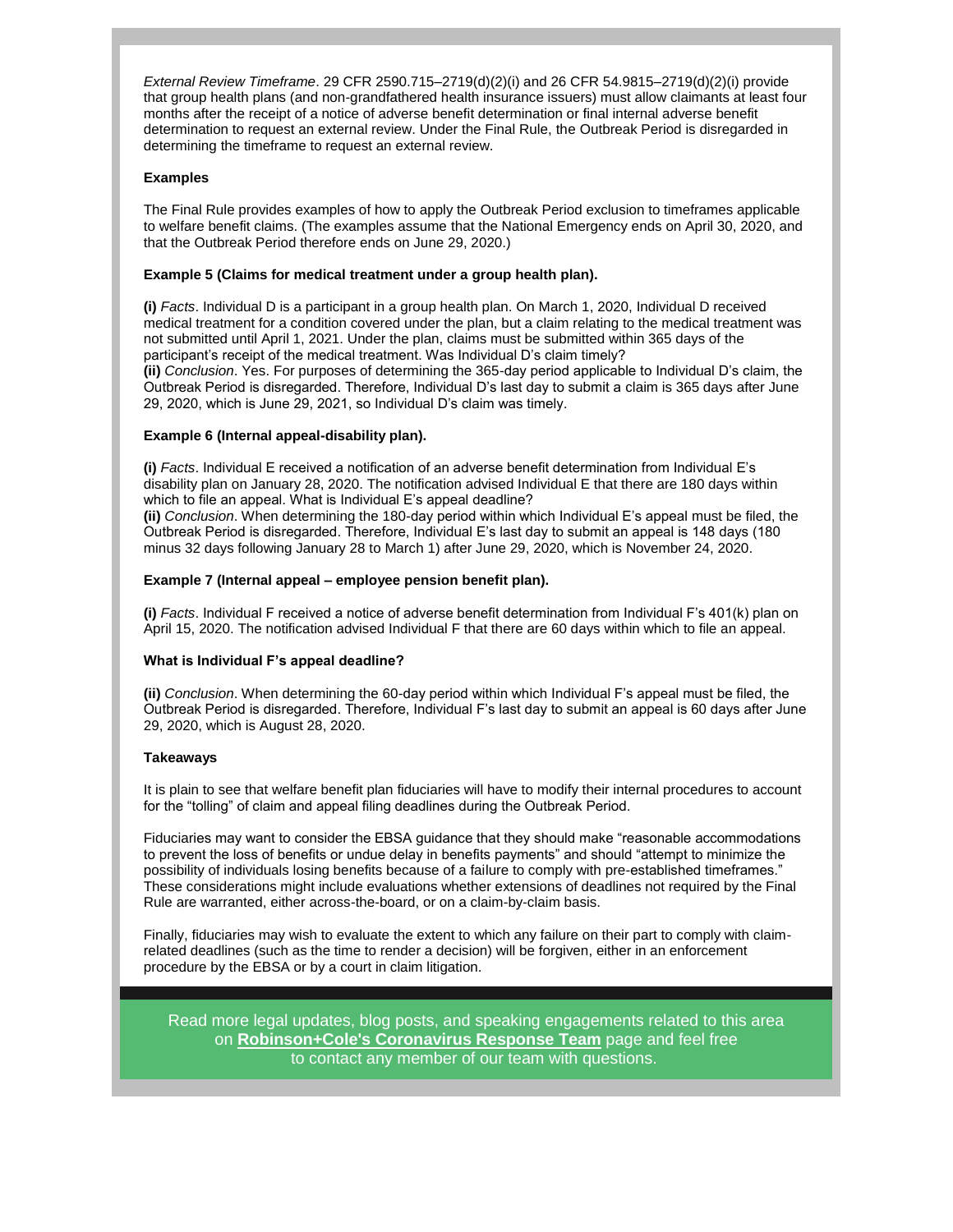*External Review Timeframe*. 29 CFR 2590.715–2719(d)(2)(i) and 26 CFR 54.9815–2719(d)(2)(i) provide that group health plans (and non-grandfathered health insurance issuers) must allow claimants at least four months after the receipt of a notice of adverse benefit determination or final internal adverse benefit determination to request an external review. Under the Final Rule, the Outbreak Period is disregarded in determining the timeframe to request an external review.

**Examples**

The Final Rule provides examples of how to apply the Outbreak Period exclusion to timeframes applicable to welfare benefit claims. (The examples assume that the National Emergency ends on April 30, 2020, and that the Outbreak Period therefore ends on June 29, 2020.)

**Example 5 (Claims for medical treatment under a group health plan).**

**(i)** *Facts*. Individual D is a participant in a group health plan. On March 1, 2020, Individual D received medical treatment for a condition covered under the plan, but a claim relating to the medical treatment was not submitted until April 1, 2021. Under the plan, claims must be submitted within 365 days of the participant's receipt of the medical treatment. Was Individual D's claim timely?
**(ii)** *Conclusion*. Yes. For purposes of determining the 365-day period applicable to Individual D's claim, the Outbreak Period is disregarded. Therefore, Individual D's last day to submit a claim is 365 days after June 29, 2020, which is June 29, 2021, so Individual D's claim was timely.

**Example 6 (Internal appeal-disability plan).**

**(i)** *Facts*. Individual E received a notification of an adverse benefit determination from Individual E's disability plan on January 28, 2020. The notification advised Individual E that there are 180 days within which to file an appeal. What is Individual E's appeal deadline?
**(ii)** *Conclusion*. When determining the 180-day period within which Individual E's appeal must be filed, the Outbreak Period is disregarded. Therefore, Individual E's last day to submit an appeal is 148 days (180 minus 32 days following January 28 to March 1) after June 29, 2020, which is November 24, 2020.

**Example 7 (Internal appeal – employee pension benefit plan).**

**(i)** *Facts*. Individual F received a notice of adverse benefit determination from Individual F's 401(k) plan on April 15, 2020. The notification advised Individual F that there are 60 days within which to file an appeal.

**What is Individual F's appeal deadline?**

**(ii)** *Conclusion*. When determining the 60-day period within which Individual F's appeal must be filed, the Outbreak Period is disregarded. Therefore, Individual F's last day to submit an appeal is 60 days after June 29, 2020, which is August 28, 2020.

**Takeaways**

It is plain to see that welfare benefit plan fiduciaries will have to modify their internal procedures to account for the "tolling" of claim and appeal filing deadlines during the Outbreak Period.

Fiduciaries may want to consider the EBSA guidance that they should make "reasonable accommodations to prevent the loss of benefits or undue delay in benefits payments" and should "attempt to minimize the possibility of individuals losing benefits because of a failure to comply with pre-established timeframes." These considerations might include evaluations whether extensions of deadlines not required by the Final Rule are warranted, either across-the-board, or on a claim-by-claim basis.

Finally, fiduciaries may wish to evaluate the extent to which any failure on their part to comply with claim-related deadlines (such as the time to render a decision) will be forgiven, either in an enforcement procedure by the EBSA or by a court in claim litigation.

Read more legal updates, blog posts, and speaking engagements related to this area on **Robinson+Cole's Coronavirus Response Team** page and feel free to contact any member of our team with questions.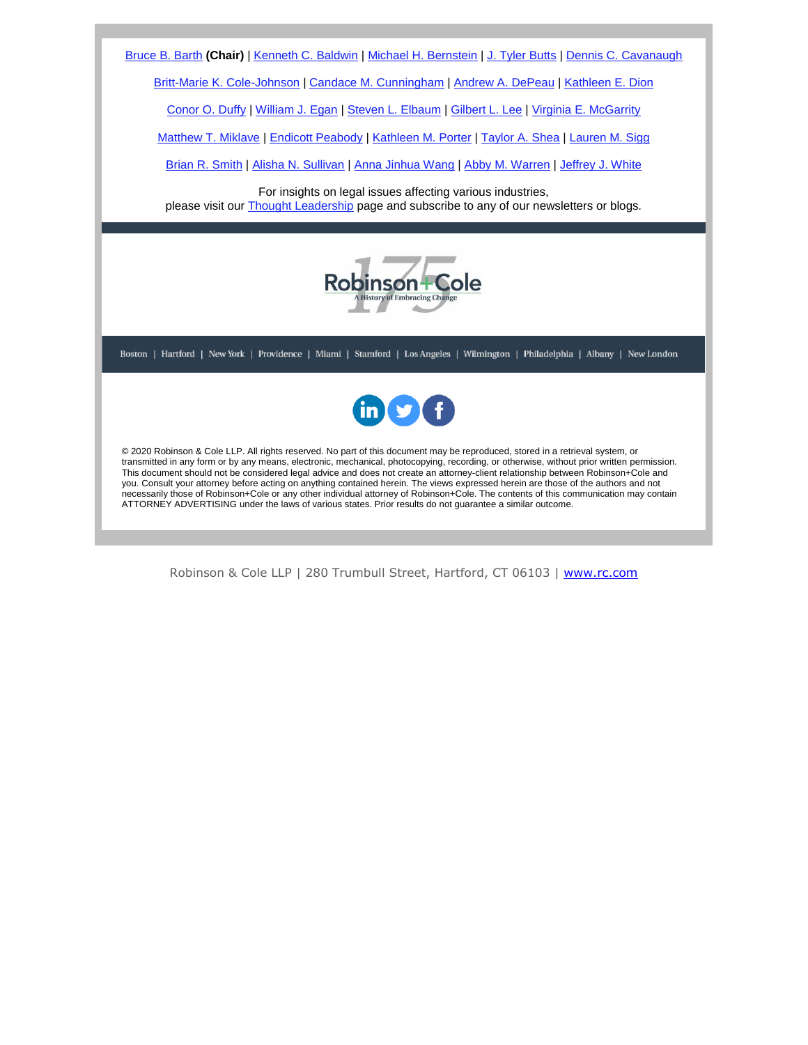Bruce B. Barth **(Chair)** | Kenneth C. Baldwin | Michael H. Bernstein | J. Tyler Butts | Dennis C. Cavanaugh

Britt-Marie K. Cole-Johnson | Candace M. Cunningham | Andrew A. DePeau | Kathleen E. Dion

Conor O. Duffy | William J. Egan | Steven L. Elbaum | Gilbert L. Lee | Virginia E. McGarrity

Matthew T. Miklave | Endicott Peabody | Kathleen M. Porter | Taylor A. Shea | Lauren M. Sigg

Brian R. Smith | Alisha N. Sullivan | Anna Jinhua Wang | Abby M. Warren | Jeffrey J. White

For insights on legal issues affecting various industries,
please visit our Thought Leadership page and subscribe to any of our newsletters or blogs.

Robinson+Cole
A History of Embracing Change

Boston | Hartford | New York | Providence | Miami | Stamford | Los Angeles | Wilmington | Philadelphia | Albany | New London

© 2020 Robinson & Cole LLP. All rights reserved. No part of this document may be reproduced, stored in a retrieval system, or transmitted in any form or by any means, electronic, mechanical, photocopying, recording, or otherwise, without prior written permission. This document should not be considered legal advice and does not create an attorney-client relationship between Robinson+Cole and you. Consult your attorney before acting on anything contained herein. The views expressed herein are those of the authors and not necessarily those of Robinson+Cole or any other individual attorney of Robinson+Cole. The contents of this communication may contain ATTORNEY ADVERTISING under the laws of various states. Prior results do not guarantee a similar outcome.

Robinson & Cole LLP | 280 Trumbull Street, Hartford, CT 06103 | www.rc.com